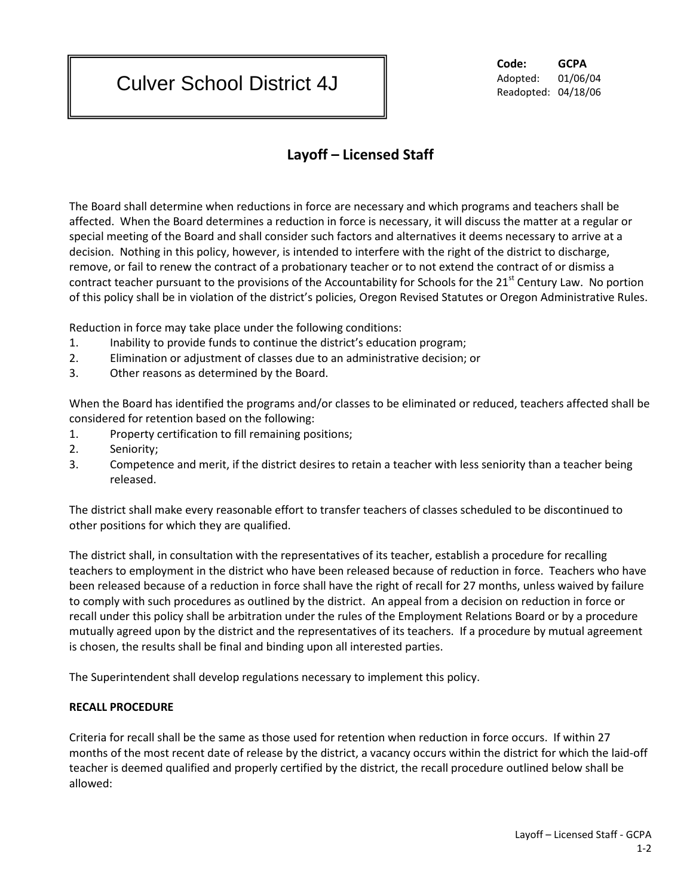# Culver School District 4J

**Code:** **GCPA**
Adopted: 01/06/04
Readopted: 04/18/06

## Layoff – Licensed Staff

The Board shall determine when reductions in force are necessary and which programs and teachers shall be affected. When the Board determines a reduction in force is necessary, it will discuss the matter at a regular or special meeting of the Board and shall consider such factors and alternatives it deems necessary to arrive at a decision. Nothing in this policy, however, is intended to interfere with the right of the district to discharge, remove, or fail to renew the contract of a probationary teacher or to not extend the contract of or dismiss a contract teacher pursuant to the provisions of the Accountability for Schools for the 21st Century Law. No portion of this policy shall be in violation of the district's policies, Oregon Revised Statutes or Oregon Administrative Rules.

Reduction in force may take place under the following conditions:

1. Inability to provide funds to continue the district's education program;
2. Elimination or adjustment of classes due to an administrative decision; or
3. Other reasons as determined by the Board.

When the Board has identified the programs and/or classes to be eliminated or reduced, teachers affected shall be considered for retention based on the following:

1. Property certification to fill remaining positions;
2. Seniority;
3. Competence and merit, if the district desires to retain a teacher with less seniority than a teacher being released.

The district shall make every reasonable effort to transfer teachers of classes scheduled to be discontinued to other positions for which they are qualified.

The district shall, in consultation with the representatives of its teacher, establish a procedure for recalling teachers to employment in the district who have been released because of reduction in force. Teachers who have been released because of a reduction in force shall have the right of recall for 27 months, unless waived by failure to comply with such procedures as outlined by the district. An appeal from a decision on reduction in force or recall under this policy shall be arbitration under the rules of the Employment Relations Board or by a procedure mutually agreed upon by the district and the representatives of its teachers. If a procedure by mutual agreement is chosen, the results shall be final and binding upon all interested parties.

The Superintendent shall develop regulations necessary to implement this policy.

**RECALL PROCEDURE**

Criteria for recall shall be the same as those used for retention when reduction in force occurs. If within 27 months of the most recent date of release by the district, a vacancy occurs within the district for which the laid-off teacher is deemed qualified and properly certified by the district, the recall procedure outlined below shall be allowed: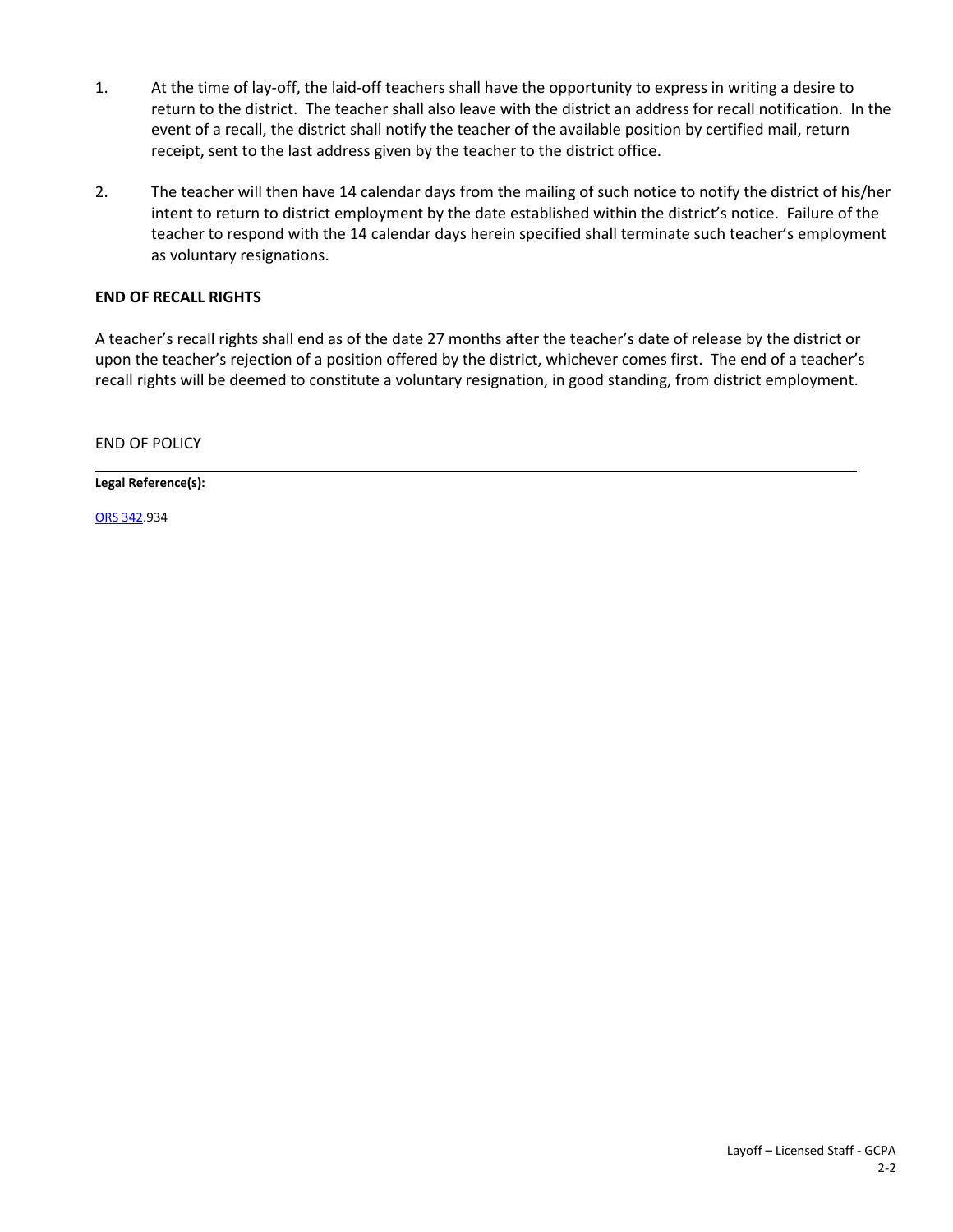1. At the time of lay-off, the laid-off teachers shall have the opportunity to express in writing a desire to return to the district. The teacher shall also leave with the district an address for recall notification. In the event of a recall, the district shall notify the teacher of the available position by certified mail, return receipt, sent to the last address given by the teacher to the district office.

2. The teacher will then have 14 calendar days from the mailing of such notice to notify the district of his/her intent to return to district employment by the date established within the district's notice. Failure of the teacher to respond with the 14 calendar days herein specified shall terminate such teacher's employment as voluntary resignations.

**END OF RECALL RIGHTS**

A teacher's recall rights shall end as of the date 27 months after the teacher's date of release by the district or upon the teacher's rejection of a position offered by the district, whichever comes first. The end of a teacher's recall rights will be deemed to constitute a voluntary resignation, in good standing, from district employment.

END OF POLICY

---

**Legal Reference(s):**

ORS 342.934